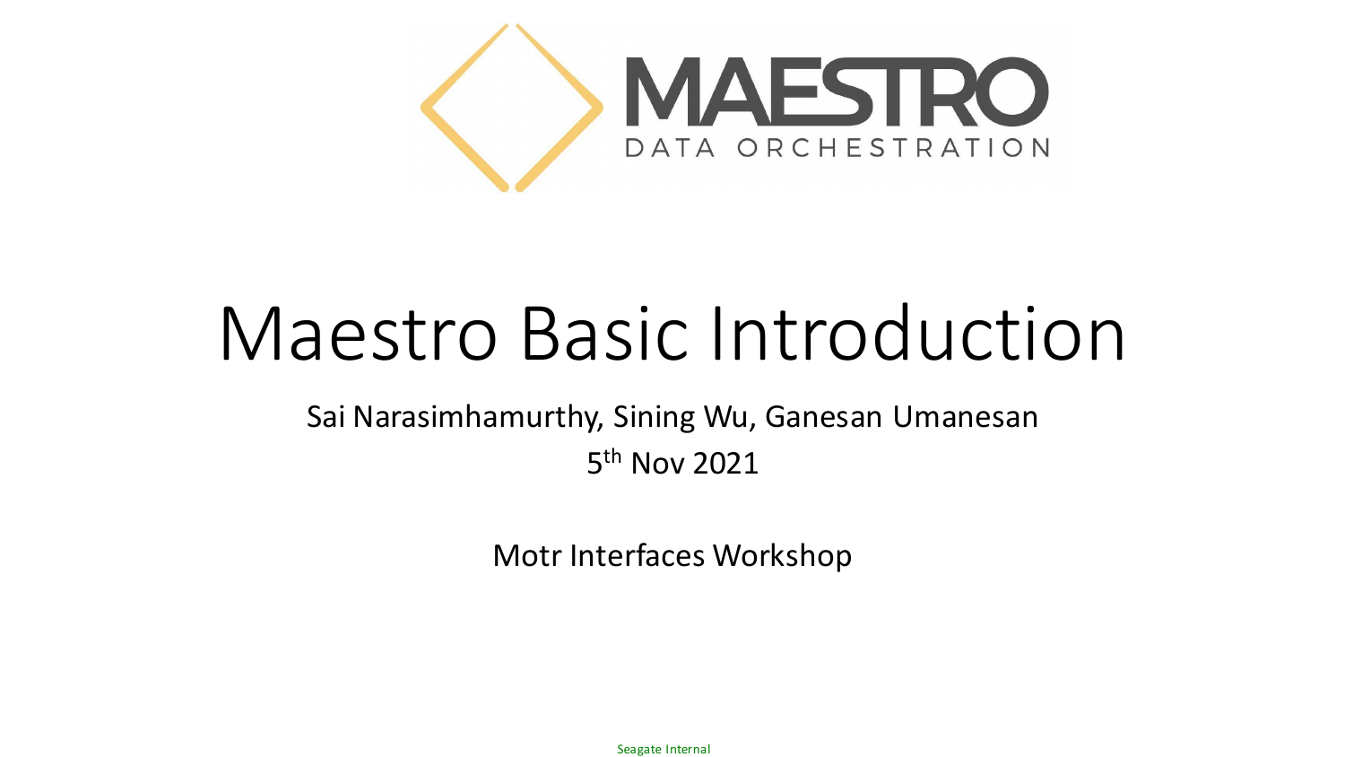MAESTRO

DATA ORCHESTRATION

# Maestro Basic Introduction

Sai Narasimhamurthy, Sining Wu, Ganesan Umanesan

5th Nov 2021

Motr Interfaces Workshop

Seagate Internal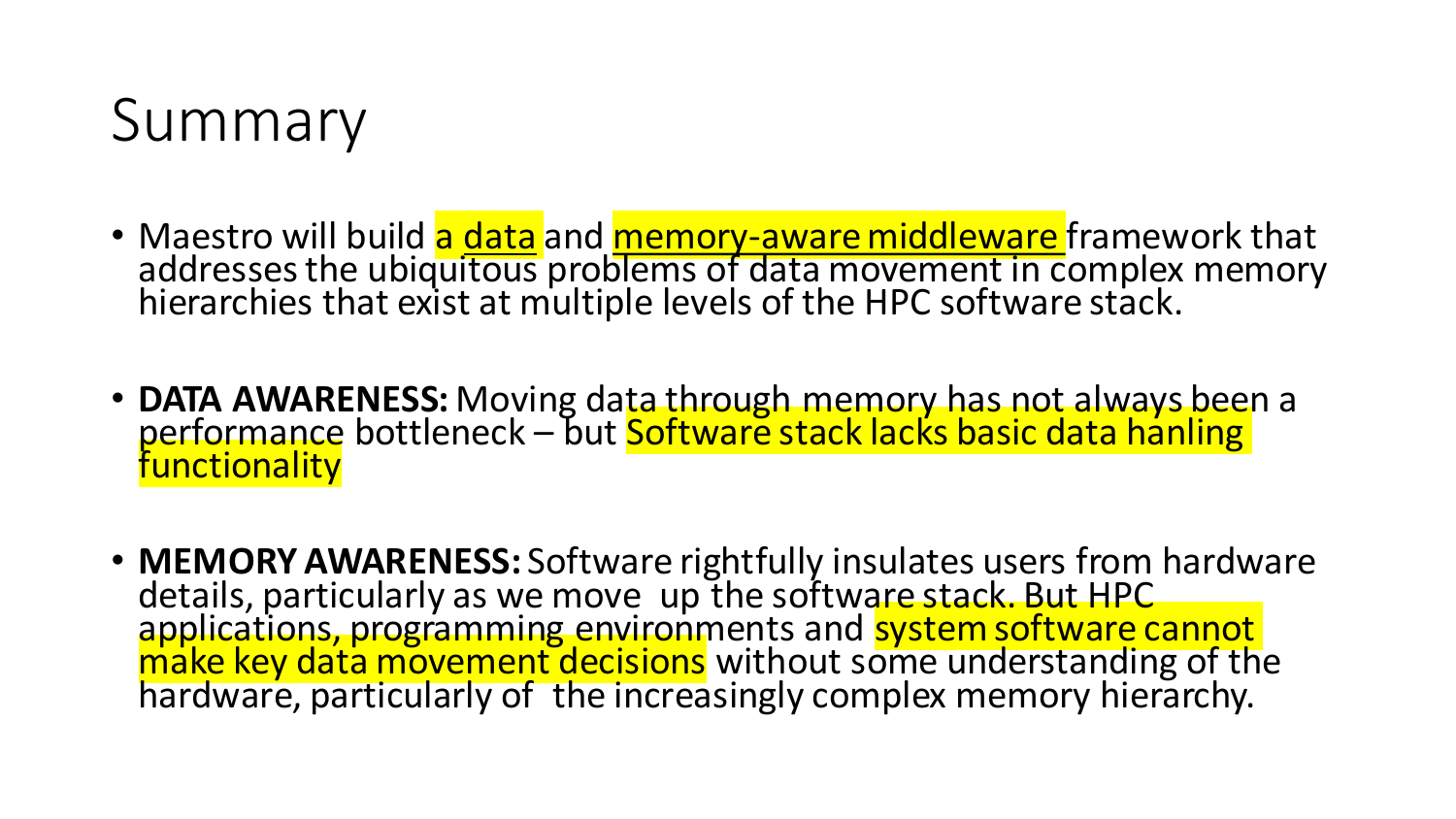# Summary

- Maestro will build a data and memory-aware middleware framework that addresses the ubiquitous problems of data movement in complex memory hierarchies that exist at multiple levels of the HPC software stack.

- **DATA AWARENESS:** Moving data through memory has not always been a performance bottleneck – but Software stack lacks basic data hanling functionality

- **MEMORY AWARENESS:** Software rightfully insulates users from hardware details, particularly as we move up the software stack. But HPC applications, programming environments and system software cannot make key data movement decisions without some understanding of the hardware, particularly of the increasingly complex memory hierarchy.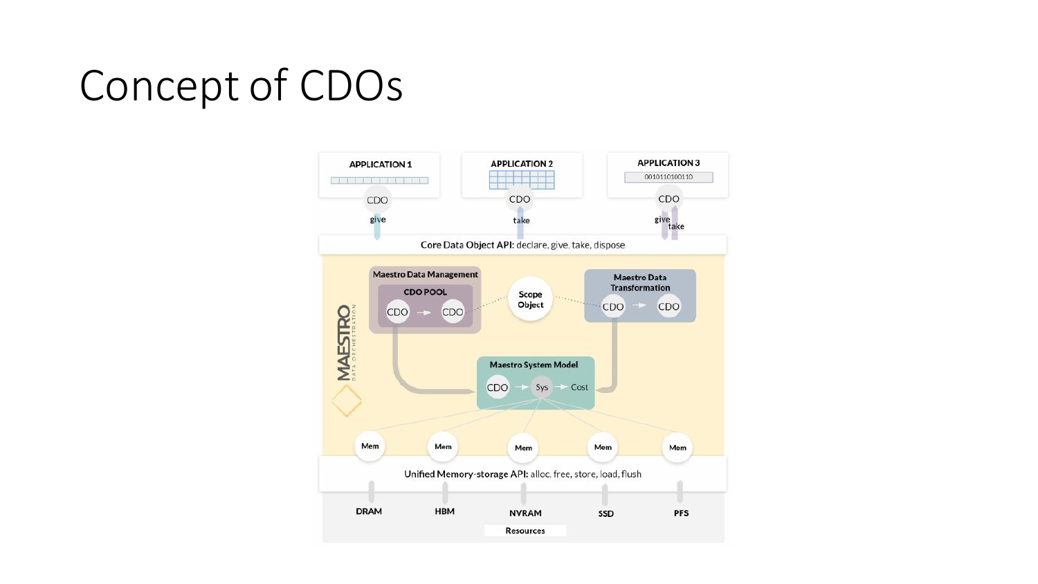# Concept of CDOs

APPLICATION 1

APPLICATION 2

APPLICATION 3

0010110100110

CDO give

CDO take

CDO give take

**Core Data Object API:** declare, give, take, dispose

**Maestro Data Management**

**CDO POOL**

CDO → CDO

**Scope Object**

**Maestro Data Transformation**

CDO → CDO

MAESTRO DATA ORCHESTRATION

**Maestro System Model**

CDO → Sys → Cost

Mem Mem Mem Mem Mem

**Unified Memory-storage API:** alloc, free, store, load, flush

DRAM HBM NVRAM SSD PFS

Resources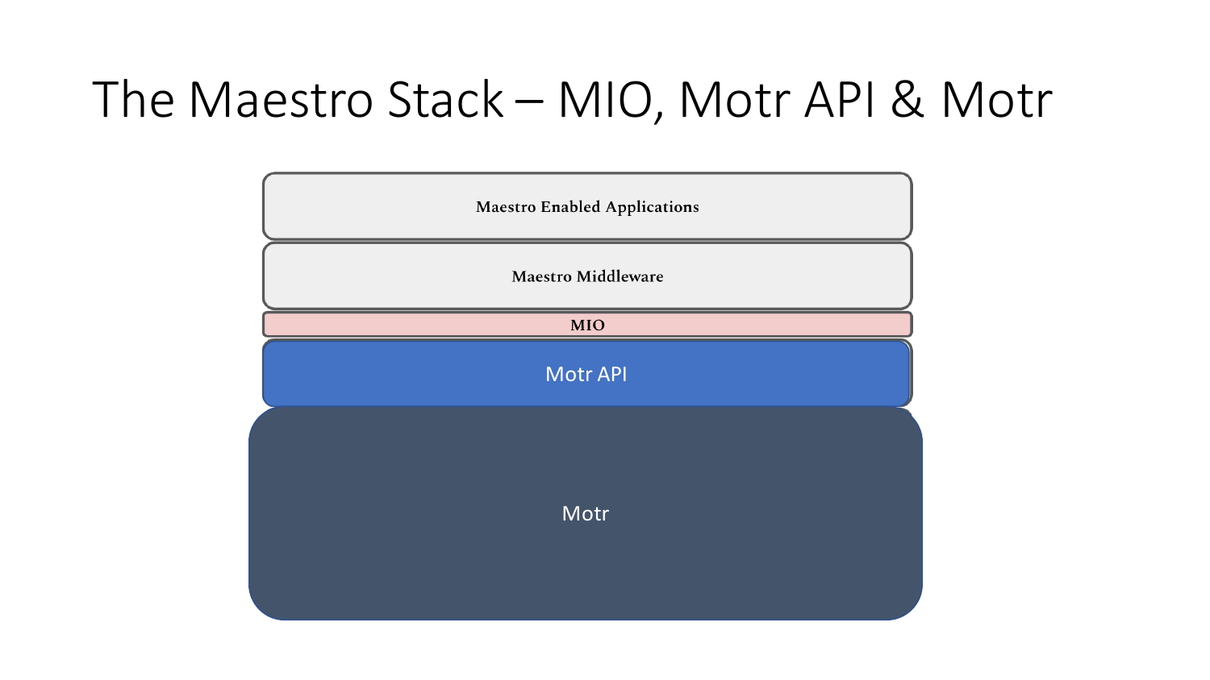# The Maestro Stack – MIO, Motr API & Motr

Maestro Enabled Applications

Maestro Middleware

MIO

Motr API

Motr